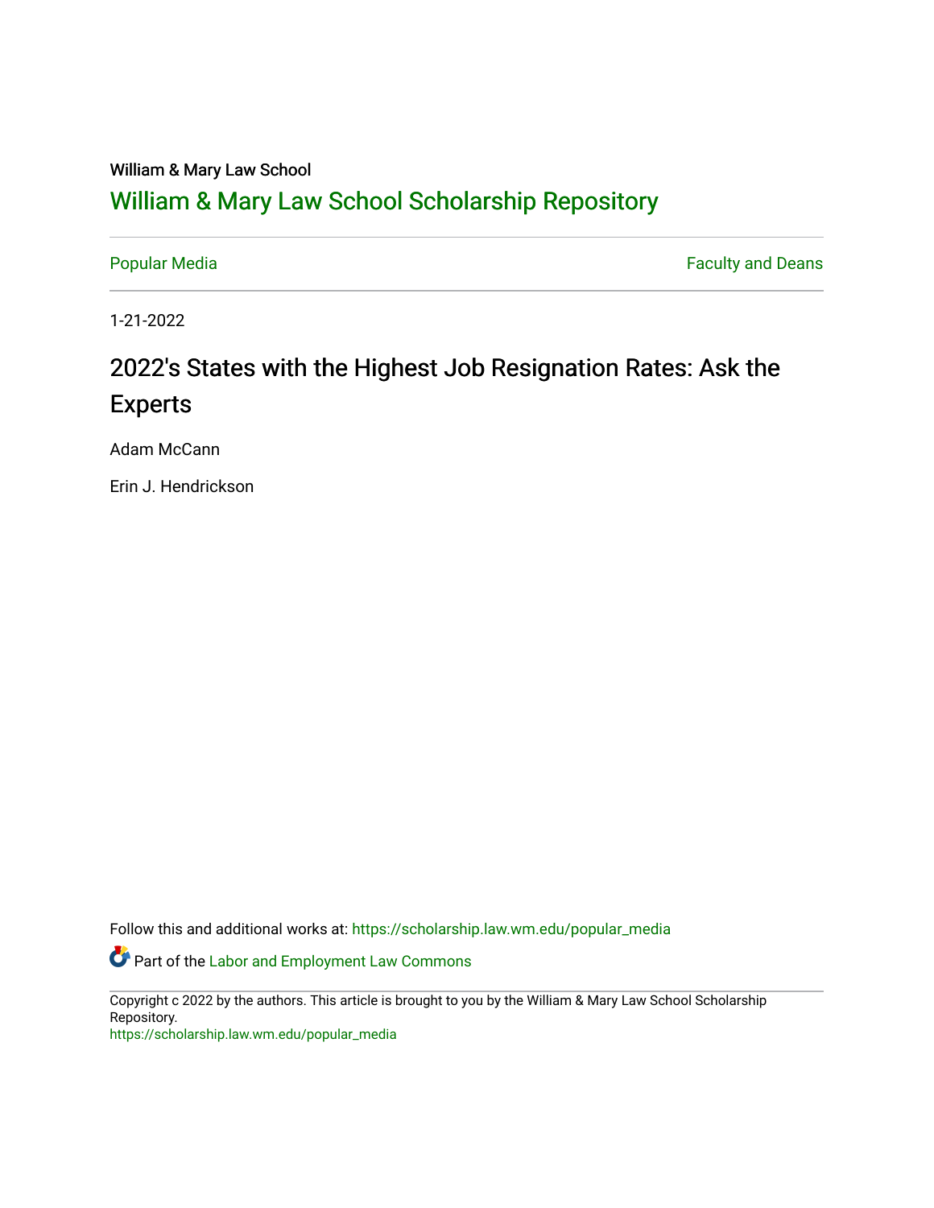William & Mary Law School

# William & Mary Law School Scholarship Repository

Popular Media

Faculty and Deans

1-21-2022

## 2022's States with the Highest Job Resignation Rates: Ask the Experts

Adam McCann

Erin J. Hendrickson

Follow this and additional works at: https://scholarship.law.wm.edu/popular_media

Part of the Labor and Employment Law Commons

Copyright c 2022 by the authors. This article is brought to you by the William & Mary Law School Scholarship Repository.
https://scholarship.law.wm.edu/popular_media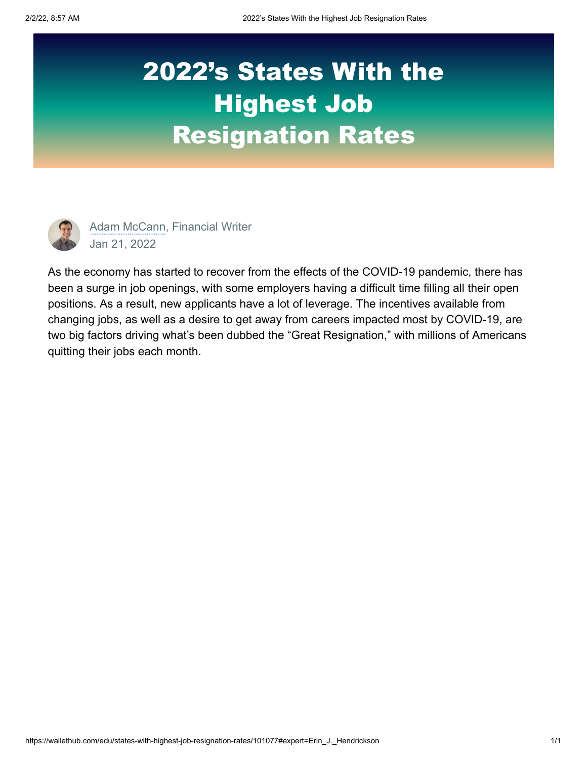# 2022's States With the Highest Job Resignation Rates

Adam McCann, Financial Writer
Jan 21, 2022

As the economy has started to recover from the effects of the COVID-19 pandemic, there has been a surge in job openings, with some employers having a difficult time filling all their open positions. As a result, new applicants have a lot of leverage. The incentives available from changing jobs, as well as a desire to get away from careers impacted most by COVID-19, are two big factors driving what's been dubbed the "Great Resignation," with millions of Americans quitting their jobs each month.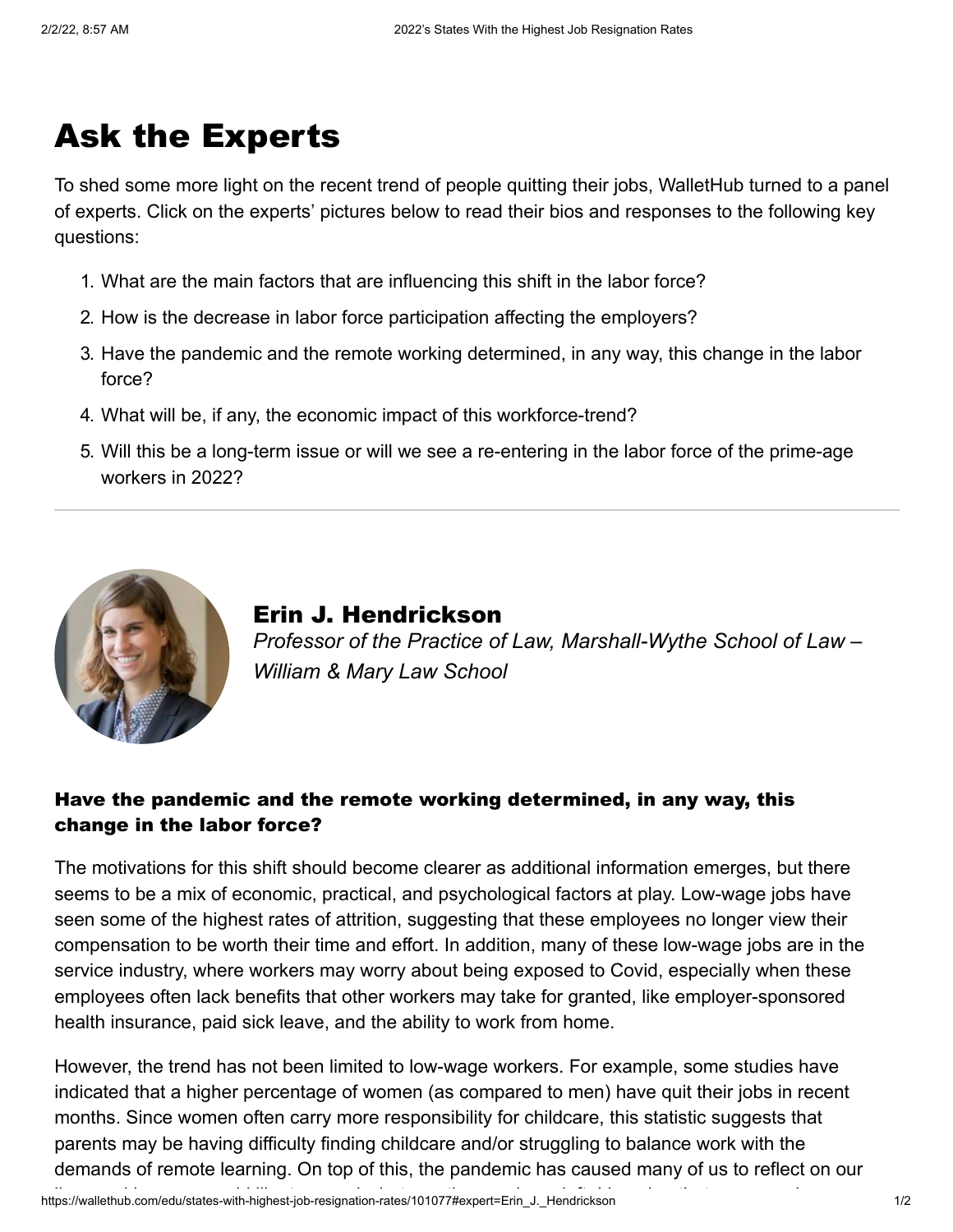# Ask the Experts

To shed some more light on the recent trend of people quitting their jobs, WalletHub turned to a panel of experts. Click on the experts' pictures below to read their bios and responses to the following key questions:

1. What are the main factors that are influencing this shift in the labor force?
2. How is the decrease in labor force participation affecting the employers?
3. Have the pandemic and the remote working determined, in any way, this change in the labor force?
4. What will be, if any, the economic impact of this workforce-trend?
5. Will this be a long-term issue or will we see a re-entering in the labor force of the prime-age workers in 2022?

---

## Erin J. Hendrickson

*Professor of the Practice of Law, Marshall-Wythe School of Law – William & Mary Law School*

### Have the pandemic and the remote working determined, in any way, this change in the labor force?

The motivations for this shift should become clearer as additional information emerges, but there seems to be a mix of economic, practical, and psychological factors at play. Low-wage jobs have seen some of the highest rates of attrition, suggesting that these employees no longer view their compensation to be worth their time and effort. In addition, many of these low-wage jobs are in the service industry, where workers may worry about being exposed to Covid, especially when these employees often lack benefits that other workers may take for granted, like employer-sponsored health insurance, paid sick leave, and the ability to work from home.

However, the trend has not been limited to low-wage workers. For example, some studies have indicated that a higher percentage of women (as compared to men) have quit their jobs in recent months. Since women often carry more responsibility for childcare, this statistic suggests that parents may be having difficulty finding childcare and/or struggling to balance work with the demands of remote learning. On top of this, the pandemic has caused many of us to reflect on our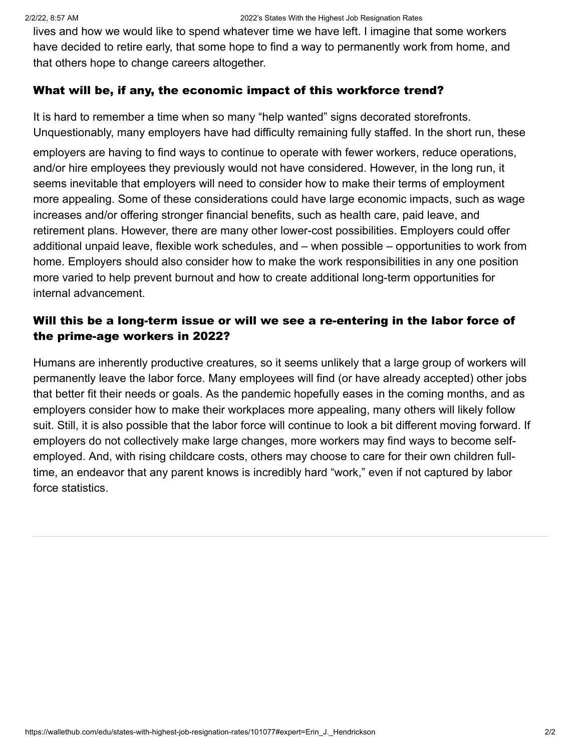lives and how we would like to spend whatever time we have left. I imagine that some workers have decided to retire early, that some hope to find a way to permanently work from home, and that others hope to change careers altogether.

### What will be, if any, the economic impact of this workforce trend?

It is hard to remember a time when so many "help wanted" signs decorated storefronts. Unquestionably, many employers have had difficulty remaining fully staffed. In the short run, these employers are having to find ways to continue to operate with fewer workers, reduce operations, and/or hire employees they previously would not have considered. However, in the long run, it seems inevitable that employers will need to consider how to make their terms of employment more appealing. Some of these considerations could have large economic impacts, such as wage increases and/or offering stronger financial benefits, such as health care, paid leave, and retirement plans. However, there are many other lower-cost possibilities. Employers could offer additional unpaid leave, flexible work schedules, and – when possible – opportunities to work from home. Employers should also consider how to make the work responsibilities in any one position more varied to help prevent burnout and how to create additional long-term opportunities for internal advancement.

### Will this be a long-term issue or will we see a re-entering in the labor force of the prime-age workers in 2022?

Humans are inherently productive creatures, so it seems unlikely that a large group of workers will permanently leave the labor force. Many employees will find (or have already accepted) other jobs that better fit their needs or goals. As the pandemic hopefully eases in the coming months, and as employers consider how to make their workplaces more appealing, many others will likely follow suit. Still, it is also possible that the labor force will continue to look a bit different moving forward. If employers do not collectively make large changes, more workers may find ways to become self-employed. And, with rising childcare costs, others may choose to care for their own children full-time, an endeavor that any parent knows is incredibly hard "work," even if not captured by labor force statistics.